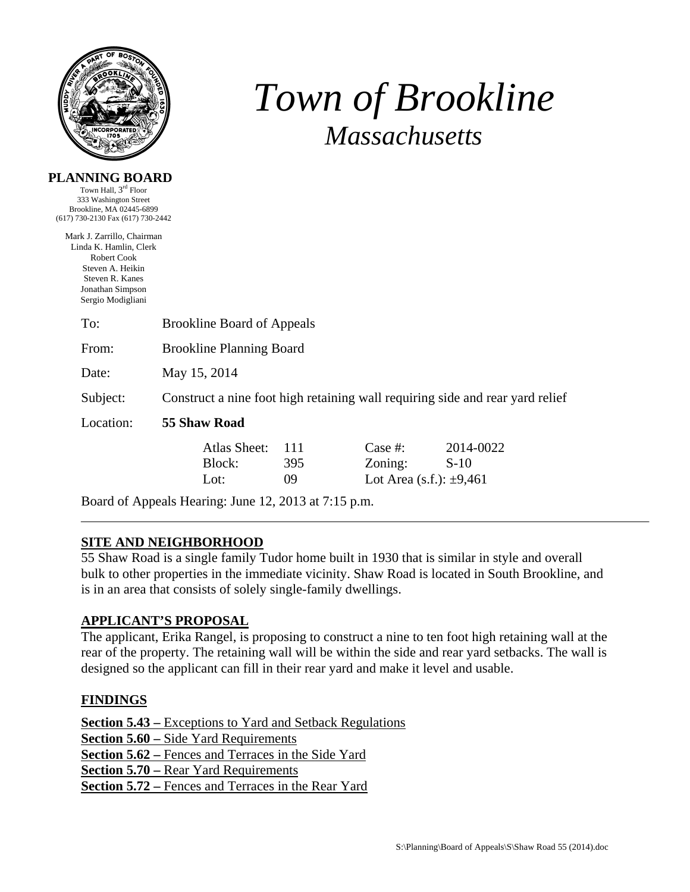# Town of Brookline
## *Massachusetts*

**PLANNING BOARD**
Town Hall, 3rd Floor
333 Washington Street
Brookline, MA 02445-6899
(617) 730-2130 Fax (617) 730-2442

Mark J. Zarrillo, Chairman
Linda K. Hamlin, Clerk
Robert Cook
Steven A. Heikin
Steven R. Kanes
Jonathan Simpson
Sergio Modigliani

To: Brookline Board of Appeals

From: Brookline Planning Board

Date: May 15, 2014

Subject: Construct a nine foot high retaining wall requiring side and rear yard relief

Location: **55 Shaw Road**

| | | | |
|---|---|---|---|
| Atlas Sheet: | 111 | Case #: | 2014-0022 |
| Block: | 395 | Zoning: | S-10 |
| Lot: | 09 | Lot Area (s.f.): | ±9,461 |

Board of Appeals Hearing: June 12, 2013 at 7:15 p.m.

---

**SITE AND NEIGHBORHOOD**

55 Shaw Road is a single family Tudor home built in 1930 that is similar in style and overall bulk to other properties in the immediate vicinity. Shaw Road is located in South Brookline, and is in an area that consists of solely single-family dwellings.

**APPLICANT'S PROPOSAL**

The applicant, Erika Rangel, is proposing to construct a nine to ten foot high retaining wall at the rear of the property. The retaining wall will be within the side and rear yard setbacks. The wall is designed so the applicant can fill in their rear yard and make it level and usable.

**FINDINGS**

**Section 5.43 –** Exceptions to Yard and Setback Regulations
**Section 5.60 –** Side Yard Requirements
**Section 5.62 –** Fences and Terraces in the Side Yard
**Section 5.70 –** Rear Yard Requirements
**Section 5.72 –** Fences and Terraces in the Rear Yard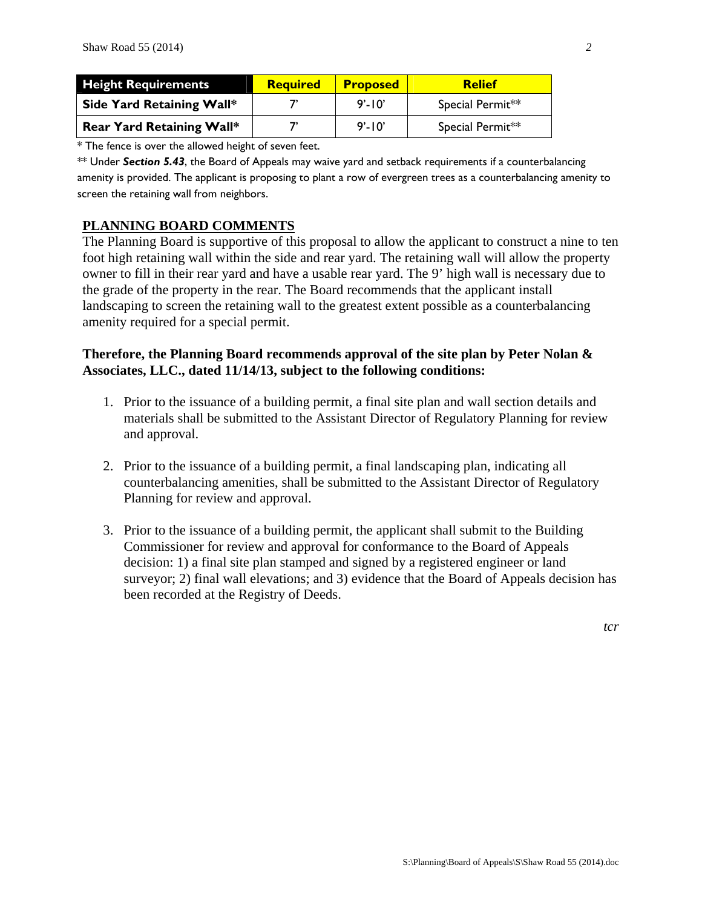| Height Requirements | Required | Proposed | Relief |
|---|---|---|---|
| **Side Yard Retaining Wall*** | 7' | 9'-10' | Special Permit** |
| **Rear Yard Retaining Wall*** | 7' | 9'-10' | Special Permit** |

* The fence is over the allowed height of seven feet.

** Under ***Section 5.43***, the Board of Appeals may waive yard and setback requirements if a counterbalancing amenity is provided. The applicant is proposing to plant a row of evergreen trees as a counterbalancing amenity to screen the retaining wall from neighbors.

## PLANNING BOARD COMMENTS

The Planning Board is supportive of this proposal to allow the applicant to construct a nine to ten foot high retaining wall within the side and rear yard. The retaining wall will allow the property owner to fill in their rear yard and have a usable rear yard. The 9' high wall is necessary due to the grade of the property in the rear. The Board recommends that the applicant install landscaping to screen the retaining wall to the greatest extent possible as a counterbalancing amenity required for a special permit.

**Therefore, the Planning Board recommends approval of the site plan by Peter Nolan & Associates, LLC., dated 11/14/13, subject to the following conditions:**

1. Prior to the issuance of a building permit, a final site plan and wall section details and materials shall be submitted to the Assistant Director of Regulatory Planning for review and approval.

2. Prior to the issuance of a building permit, a final landscaping plan, indicating all counterbalancing amenities, shall be submitted to the Assistant Director of Regulatory Planning for review and approval.

3. Prior to the issuance of a building permit, the applicant shall submit to the Building Commissioner for review and approval for conformance to the Board of Appeals decision: 1) a final site plan stamped and signed by a registered engineer or land surveyor; 2) final wall elevations; and 3) evidence that the Board of Appeals decision has been recorded at the Registry of Deeds.

*tcr*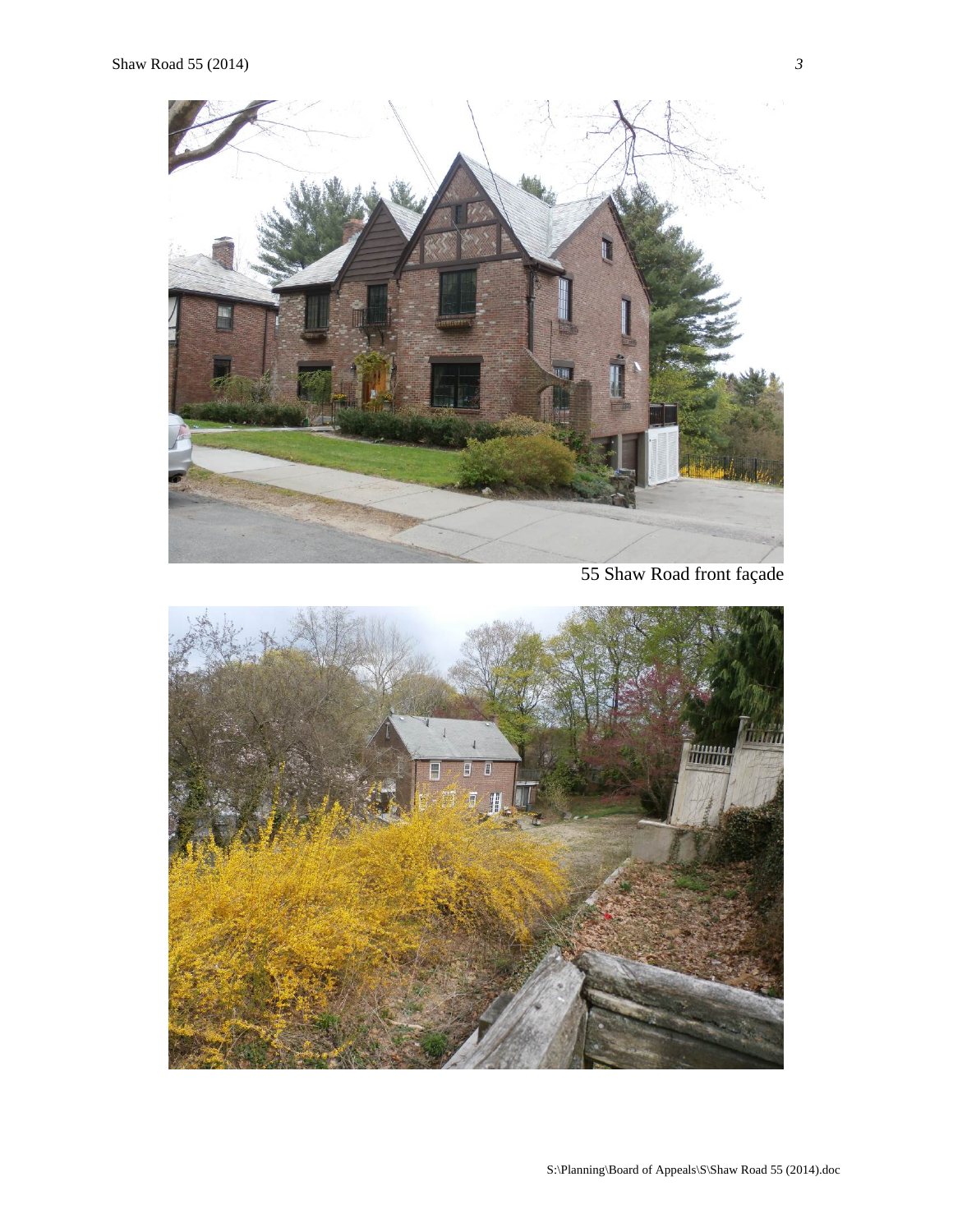55 Shaw Road front façade